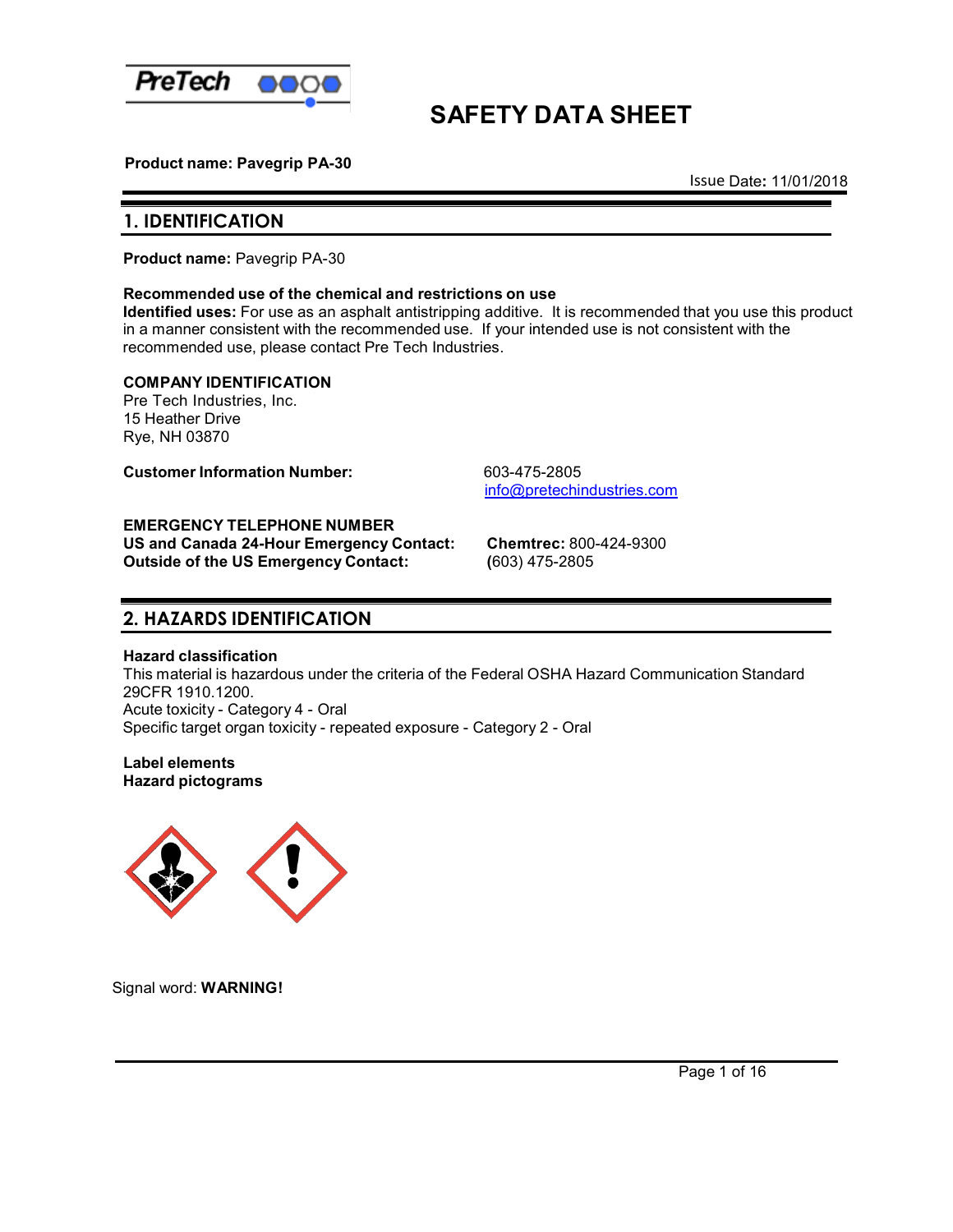PreTech

# SAFETY DATA SHEET

**Product name: Pavegrip PA-30**

Issue Date: 11/01/2018

## 1. IDENTIFICATION

**Product name:** Pavegrip PA-30

**Recommended use of the chemical and restrictions on use**
**Identified uses:** For use as an asphalt antistripping additive. It is recommended that you use this product in a manner consistent with the recommended use. If your intended use is not consistent with the recommended use, please contact Pre Tech Industries.

**COMPANY IDENTIFICATION**
Pre Tech Industries, Inc.
15 Heather Drive
Rye, NH 03870

**Customer Information Number:** 603-475-2805
info@pretechindustries.com

**EMERGENCY TELEPHONE NUMBER**
**US and Canada 24-Hour Emergency Contact:** **Chemtrec:** 800-424-9300
**Outside of the US Emergency Contact:** (603) 475-2805

## 2. HAZARDS IDENTIFICATION

**Hazard classification**
This material is hazardous under the criteria of the Federal OSHA Hazard Communication Standard 29CFR 1910.1200.
Acute toxicity - Category 4 - Oral
Specific target organ toxicity - repeated exposure - Category 2 - Oral

**Label elements**
**Hazard pictograms**

Signal word: **WARNING!**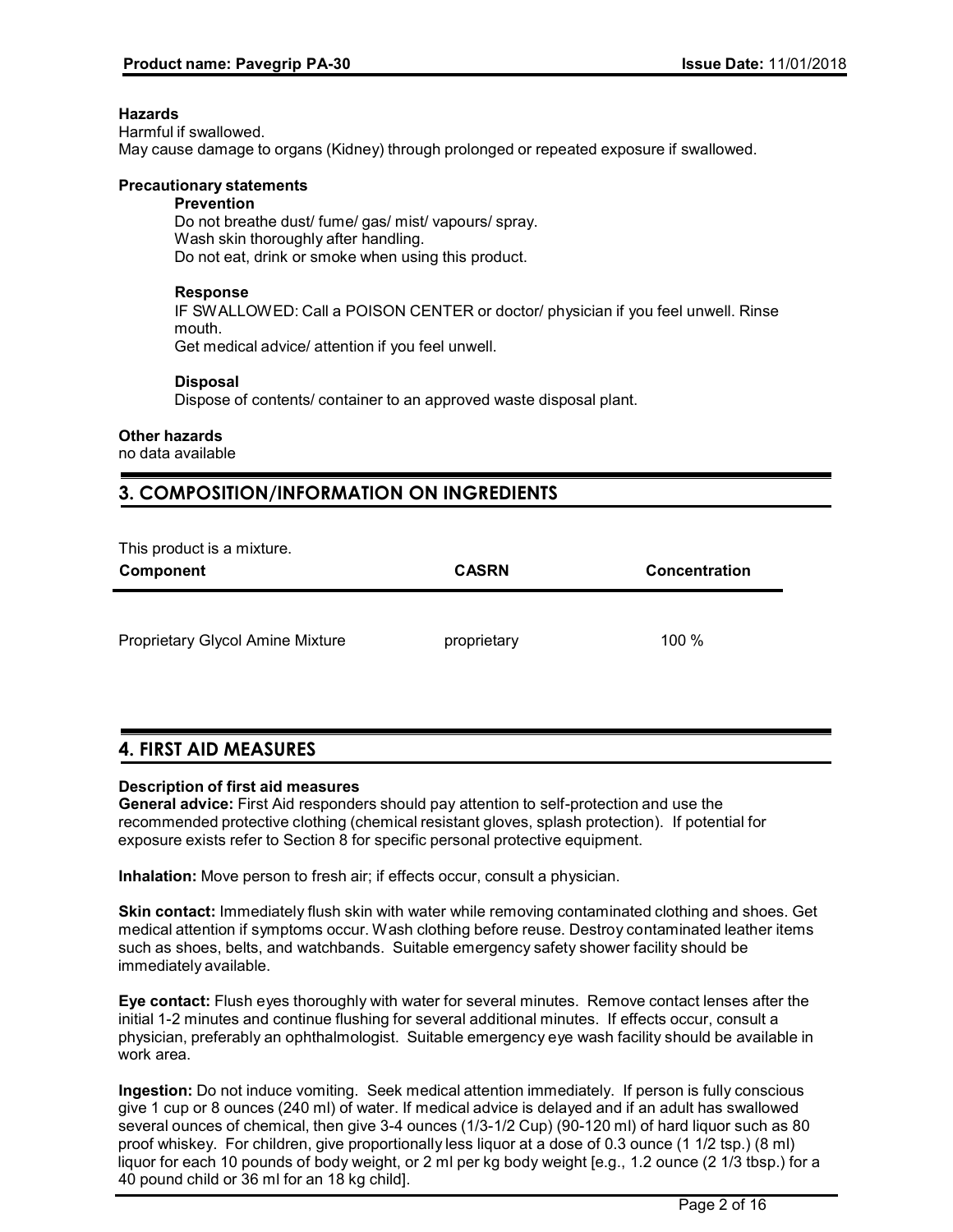**Hazards**

Harmful if swallowed.
May cause damage to organs (Kidney) through prolonged or repeated exposure if swallowed.

**Precautionary statements**

**Prevention**

Do not breathe dust/ fume/ gas/ mist/ vapours/ spray.
Wash skin thoroughly after handling.
Do not eat, drink or smoke when using this product.

**Response**

IF SWALLOWED: Call a POISON CENTER or doctor/ physician if you feel unwell. Rinse mouth.
Get medical advice/ attention if you feel unwell.

**Disposal**

Dispose of contents/ container to an approved waste disposal plant.

**Other hazards**

no data available

## 3. COMPOSITION/INFORMATION ON INGREDIENTS

This product is a mixture.

| Component | CASRN | Concentration |
|---|---|---|
| Proprietary Glycol Amine Mixture | proprietary | 100 % |

## 4. FIRST AID MEASURES

**Description of first aid measures**

**General advice:** First Aid responders should pay attention to self-protection and use the recommended protective clothing (chemical resistant gloves, splash protection). If potential for exposure exists refer to Section 8 for specific personal protective equipment.

**Inhalation:** Move person to fresh air; if effects occur, consult a physician.

**Skin contact:** Immediately flush skin with water while removing contaminated clothing and shoes. Get medical attention if symptoms occur. Wash clothing before reuse. Destroy contaminated leather items such as shoes, belts, and watchbands. Suitable emergency safety shower facility should be immediately available.

**Eye contact:** Flush eyes thoroughly with water for several minutes. Remove contact lenses after the initial 1-2 minutes and continue flushing for several additional minutes. If effects occur, consult a physician, preferably an ophthalmologist. Suitable emergency eye wash facility should be available in work area.

**Ingestion:** Do not induce vomiting. Seek medical attention immediately. If person is fully conscious give 1 cup or 8 ounces (240 ml) of water. If medical advice is delayed and if an adult has swallowed several ounces of chemical, then give 3-4 ounces (1/3-1/2 Cup) (90-120 ml) of hard liquor such as 80 proof whiskey. For children, give proportionally less liquor at a dose of 0.3 ounce (1 1/2 tsp.) (8 ml) liquor for each 10 pounds of body weight, or 2 ml per kg body weight [e.g., 1.2 ounce (2 1/3 tbsp.) for a 40 pound child or 36 ml for an 18 kg child].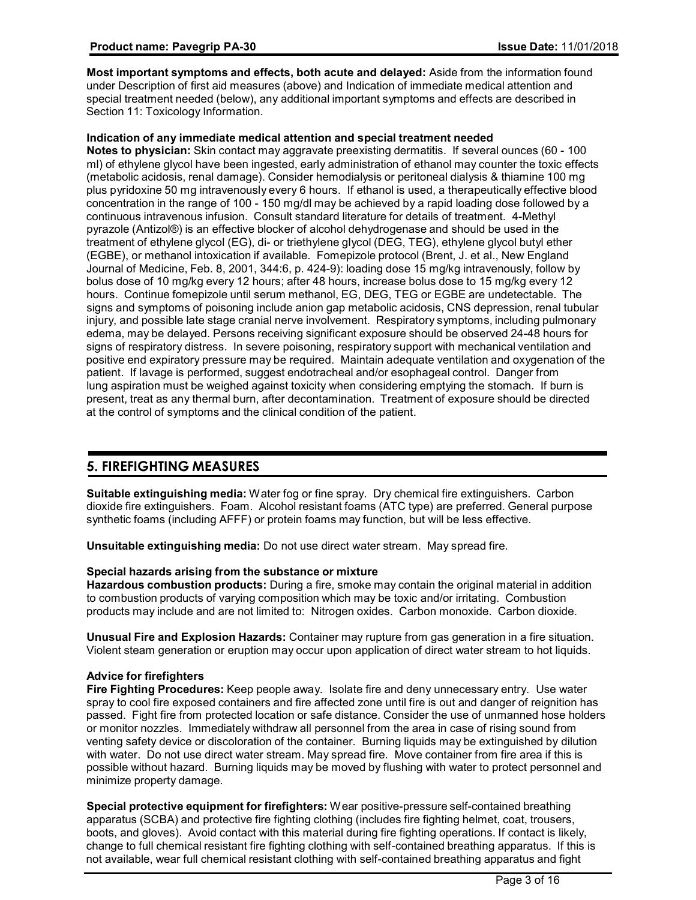**Most important symptoms and effects, both acute and delayed:** Aside from the information found under Description of first aid measures (above) and Indication of immediate medical attention and special treatment needed (below), any additional important symptoms and effects are described in Section 11: Toxicology Information.

**Indication of any immediate medical attention and special treatment needed**

**Notes to physician:** Skin contact may aggravate preexisting dermatitis. If several ounces (60 - 100 ml) of ethylene glycol have been ingested, early administration of ethanol may counter the toxic effects (metabolic acidosis, renal damage). Consider hemodialysis or peritoneal dialysis & thiamine 100 mg plus pyridoxine 50 mg intravenously every 6 hours. If ethanol is used, a therapeutically effective blood concentration in the range of 100 - 150 mg/dl may be achieved by a rapid loading dose followed by a continuous intravenous infusion. Consult standard literature for details of treatment. 4-Methyl pyrazole (Antizol®) is an effective blocker of alcohol dehydrogenase and should be used in the treatment of ethylene glycol (EG), di- or triethylene glycol (DEG, TEG), ethylene glycol butyl ether (EGBE), or methanol intoxication if available. Fomepizole protocol (Brent, J. et al., New England Journal of Medicine, Feb. 8, 2001, 344:6, p. 424-9): loading dose 15 mg/kg intravenously, follow by bolus dose of 10 mg/kg every 12 hours; after 48 hours, increase bolus dose to 15 mg/kg every 12 hours. Continue fomepizole until serum methanol, EG, DEG, TEG or EGBE are undetectable. The signs and symptoms of poisoning include anion gap metabolic acidosis, CNS depression, renal tubular injury, and possible late stage cranial nerve involvement. Respiratory symptoms, including pulmonary edema, may be delayed. Persons receiving significant exposure should be observed 24-48 hours for signs of respiratory distress. In severe poisoning, respiratory support with mechanical ventilation and positive end expiratory pressure may be required. Maintain adequate ventilation and oxygenation of the patient. If lavage is performed, suggest endotracheal and/or esophageal control. Danger from lung aspiration must be weighed against toxicity when considering emptying the stomach. If burn is present, treat as any thermal burn, after decontamination. Treatment of exposure should be directed at the control of symptoms and the clinical condition of the patient.

## 5. FIREFIGHTING MEASURES

**Suitable extinguishing media:** Water fog or fine spray. Dry chemical fire extinguishers. Carbon dioxide fire extinguishers. Foam. Alcohol resistant foams (ATC type) are preferred. General purpose synthetic foams (including AFFF) or protein foams may function, but will be less effective.

**Unsuitable extinguishing media:** Do not use direct water stream. May spread fire.

**Special hazards arising from the substance or mixture**

**Hazardous combustion products:** During a fire, smoke may contain the original material in addition to combustion products of varying composition which may be toxic and/or irritating. Combustion products may include and are not limited to: Nitrogen oxides. Carbon monoxide. Carbon dioxide.

**Unusual Fire and Explosion Hazards:** Container may rupture from gas generation in a fire situation. Violent steam generation or eruption may occur upon application of direct water stream to hot liquids.

**Advice for firefighters**

**Fire Fighting Procedures:** Keep people away. Isolate fire and deny unnecessary entry. Use water spray to cool fire exposed containers and fire affected zone until fire is out and danger of reignition has passed. Fight fire from protected location or safe distance. Consider the use of unmanned hose holders or monitor nozzles. Immediately withdraw all personnel from the area in case of rising sound from venting safety device or discoloration of the container. Burning liquids may be extinguished by dilution with water. Do not use direct water stream. May spread fire. Move container from fire area if this is possible without hazard. Burning liquids may be moved by flushing with water to protect personnel and minimize property damage.

**Special protective equipment for firefighters:** Wear positive-pressure self-contained breathing apparatus (SCBA) and protective fire fighting clothing (includes fire fighting helmet, coat, trousers, boots, and gloves). Avoid contact with this material during fire fighting operations. If contact is likely, change to full chemical resistant fire fighting clothing with self-contained breathing apparatus. If this is not available, wear full chemical resistant clothing with self-contained breathing apparatus and fight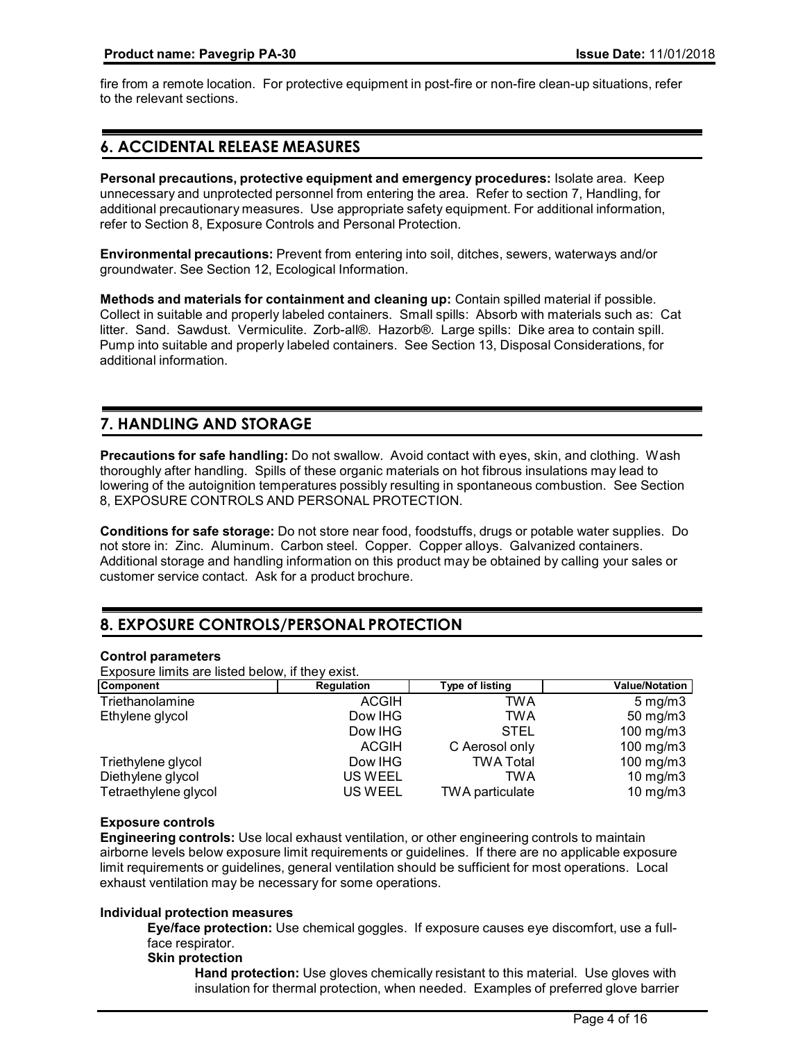fire from a remote location. For protective equipment in post-fire or non-fire clean-up situations, refer to the relevant sections.

## 6. ACCIDENTAL RELEASE MEASURES

**Personal precautions, protective equipment and emergency procedures:** Isolate area. Keep unnecessary and unprotected personnel from entering the area. Refer to section 7, Handling, for additional precautionary measures. Use appropriate safety equipment. For additional information, refer to Section 8, Exposure Controls and Personal Protection.

**Environmental precautions:** Prevent from entering into soil, ditches, sewers, waterways and/or groundwater. See Section 12, Ecological Information.

**Methods and materials for containment and cleaning up:** Contain spilled material if possible. Collect in suitable and properly labeled containers. Small spills: Absorb with materials such as: Cat litter. Sand. Sawdust. Vermiculite. Zorb-all®. Hazorb®. Large spills: Dike area to contain spill. Pump into suitable and properly labeled containers. See Section 13, Disposal Considerations, for additional information.

## 7. HANDLING AND STORAGE

**Precautions for safe handling:** Do not swallow. Avoid contact with eyes, skin, and clothing. Wash thoroughly after handling. Spills of these organic materials on hot fibrous insulations may lead to lowering of the autoignition temperatures possibly resulting in spontaneous combustion. See Section 8, EXPOSURE CONTROLS AND PERSONAL PROTECTION.

**Conditions for safe storage:** Do not store near food, foodstuffs, drugs or potable water supplies. Do not store in: Zinc. Aluminum. Carbon steel. Copper. Copper alloys. Galvanized containers. Additional storage and handling information on this product may be obtained by calling your sales or customer service contact. Ask for a product brochure.

## 8. EXPOSURE CONTROLS/PERSONAL PROTECTION

**Control parameters**

Exposure limits are listed below, if they exist.

| Component | Regulation | Type of listing | Value/Notation |
|---|---|---|---|
| Triethanolamine | ACGIH | TWA | 5 mg/m3 |
| Ethylene glycol | Dow IHG | TWA | 50 mg/m3 |
| | Dow IHG | STEL | 100 mg/m3 |
| | ACGIH | C Aerosol only | 100 mg/m3 |
| Triethylene glycol | Dow IHG | TWA Total | 100 mg/m3 |
| Diethylene glycol | US WEEL | TWA | 10 mg/m3 |
| Tetraethylene glycol | US WEEL | TWA particulate | 10 mg/m3 |

**Exposure controls**

**Engineering controls:** Use local exhaust ventilation, or other engineering controls to maintain airborne levels below exposure limit requirements or guidelines. If there are no applicable exposure limit requirements or guidelines, general ventilation should be sufficient for most operations. Local exhaust ventilation may be necessary for some operations.

**Individual protection measures**

**Eye/face protection:** Use chemical goggles. If exposure causes eye discomfort, use a full-face respirator.

**Skin protection**

**Hand protection:** Use gloves chemically resistant to this material. Use gloves with insulation for thermal protection, when needed. Examples of preferred glove barrier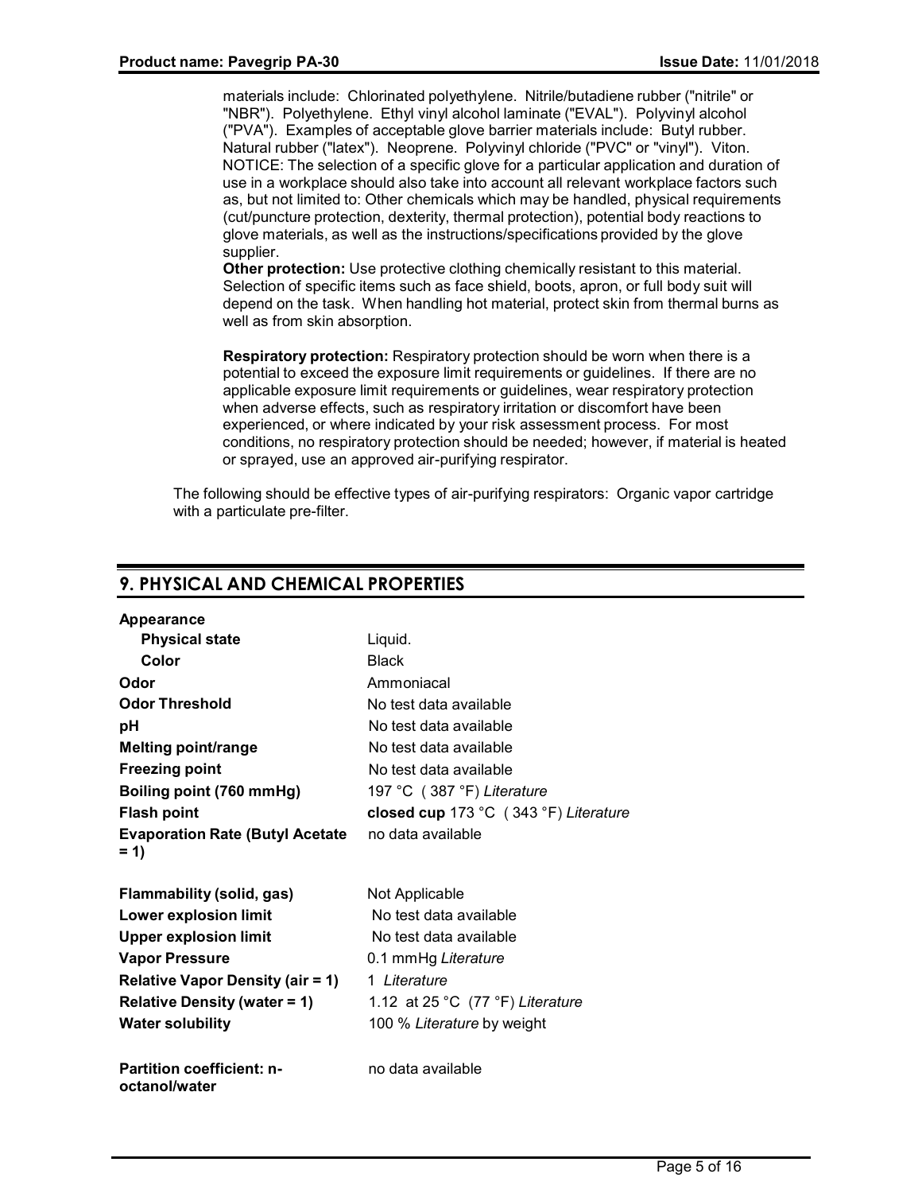materials include: Chlorinated polyethylene. Nitrile/butadiene rubber ("nitrile" or "NBR"). Polyethylene. Ethyl vinyl alcohol laminate ("EVAL"). Polyvinyl alcohol ("PVA"). Examples of acceptable glove barrier materials include: Butyl rubber. Natural rubber ("latex"). Neoprene. Polyvinyl chloride ("PVC" or "vinyl"). Viton. NOTICE: The selection of a specific glove for a particular application and duration of use in a workplace should also take into account all relevant workplace factors such as, but not limited to: Other chemicals which may be handled, physical requirements (cut/puncture protection, dexterity, thermal protection), potential body reactions to glove materials, as well as the instructions/specifications provided by the glove supplier.

**Other protection:** Use protective clothing chemically resistant to this material. Selection of specific items such as face shield, boots, apron, or full body suit will depend on the task. When handling hot material, protect skin from thermal burns as well as from skin absorption.

**Respiratory protection:** Respiratory protection should be worn when there is a potential to exceed the exposure limit requirements or guidelines. If there are no applicable exposure limit requirements or guidelines, wear respiratory protection when adverse effects, such as respiratory irritation or discomfort have been experienced, or where indicated by your risk assessment process. For most conditions, no respiratory protection should be needed; however, if material is heated or sprayed, use an approved air-purifying respirator.

The following should be effective types of air-purifying respirators: Organic vapor cartridge with a particulate pre-filter.

## 9. PHYSICAL AND CHEMICAL PROPERTIES

| | |
|---|---|
| **Appearance** | |
| **Physical state** | Liquid. |
| **Color** | Black |
| **Odor** | Ammoniacal |
| **Odor Threshold** | No test data available |
| **pH** | No test data available |
| **Melting point/range** | No test data available |
| **Freezing point** | No test data available |
| **Boiling point (760 mmHg)** | 197 °C ( 387 °F) *Literature* |
| **Flash point** | **closed cup** 173 °C ( 343 °F) *Literature* |
| **Evaporation Rate (Butyl Acetate = 1)** | no data available |
| **Flammability (solid, gas)** | Not Applicable |
| **Lower explosion limit** | No test data available |
| **Upper explosion limit** | No test data available |
| **Vapor Pressure** | 0.1 mmHg *Literature* |
| **Relative Vapor Density (air = 1)** | 1 *Literature* |
| **Relative Density (water = 1)** | 1.12 at 25 °C (77 °F) *Literature* |
| **Water solubility** | 100 % *Literature* by weight |
| **Partition coefficient: n-octanol/water** | no data available |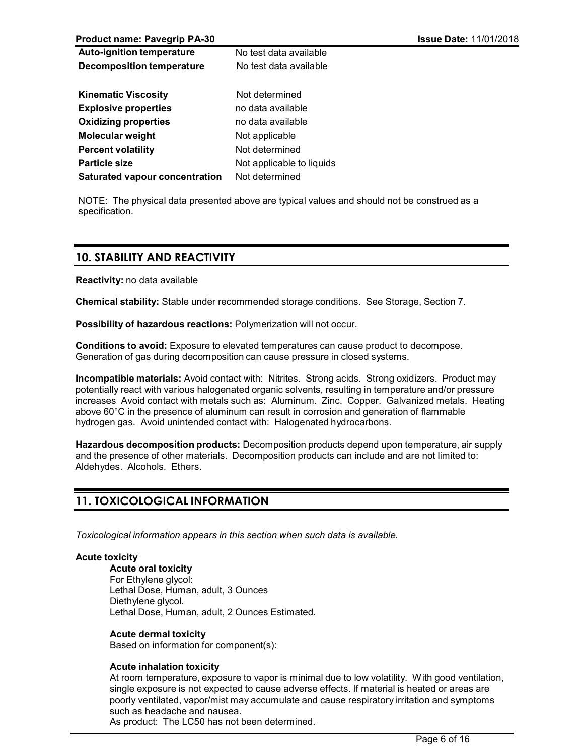| | |
|---|---|
| **Auto-ignition temperature** | No test data available |
| **Decomposition temperature** | No test data available |
| **Kinematic Viscosity** | Not determined |
| **Explosive properties** | no data available |
| **Oxidizing properties** | no data available |
| **Molecular weight** | Not applicable |
| **Percent volatility** | Not determined |
| **Particle size** | Not applicable to liquids |
| **Saturated vapour concentration** | Not determined |

NOTE: The physical data presented above are typical values and should not be construed as a specification.

## 10. STABILITY AND REACTIVITY

**Reactivity:** no data available

**Chemical stability:** Stable under recommended storage conditions. See Storage, Section 7.

**Possibility of hazardous reactions:** Polymerization will not occur.

**Conditions to avoid:** Exposure to elevated temperatures can cause product to decompose. Generation of gas during decomposition can cause pressure in closed systems.

**Incompatible materials:** Avoid contact with: Nitrites. Strong acids. Strong oxidizers. Product may potentially react with various halogenated organic solvents, resulting in temperature and/or pressure increases Avoid contact with metals such as: Aluminum. Zinc. Copper. Galvanized metals. Heating above 60°C in the presence of aluminum can result in corrosion and generation of flammable hydrogen gas. Avoid unintended contact with: Halogenated hydrocarbons.

**Hazardous decomposition products:** Decomposition products depend upon temperature, air supply and the presence of other materials. Decomposition products can include and are not limited to: Aldehydes. Alcohols. Ethers.

## 11. TOXICOLOGICAL INFORMATION

*Toxicological information appears in this section when such data is available.*

**Acute toxicity**

**Acute oral toxicity**
For Ethylene glycol:
Lethal Dose, Human, adult, 3 Ounces
Diethylene glycol.
Lethal Dose, Human, adult, 2 Ounces Estimated.

**Acute dermal toxicity**
Based on information for component(s):

**Acute inhalation toxicity**
At room temperature, exposure to vapor is minimal due to low volatility. With good ventilation, single exposure is not expected to cause adverse effects. If material is heated or areas are poorly ventilated, vapor/mist may accumulate and cause respiratory irritation and symptoms such as headache and nausea.
As product: The LC50 has not been determined.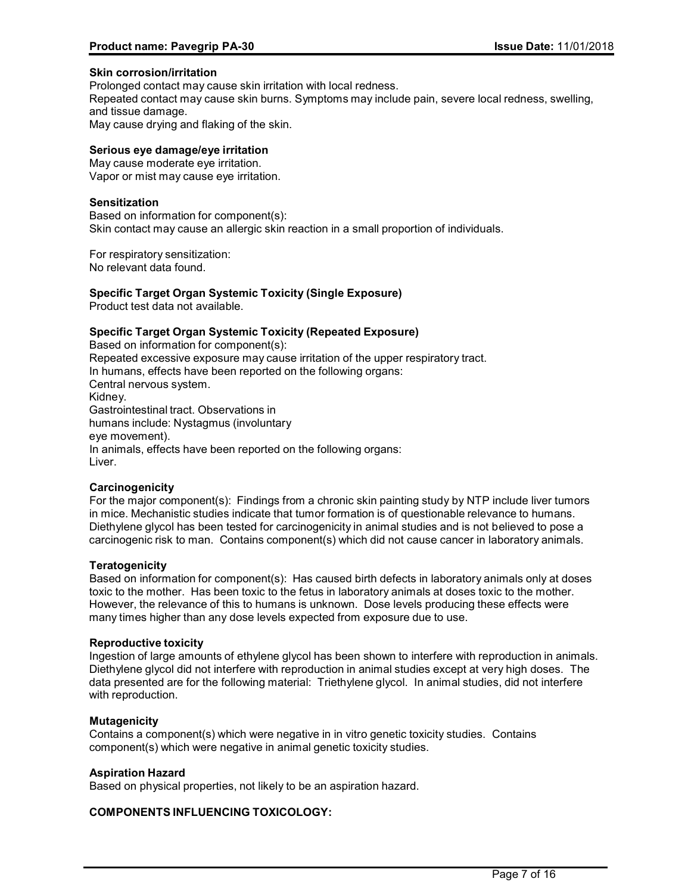**Skin corrosion/irritation**

Prolonged contact may cause skin irritation with local redness.
Repeated contact may cause skin burns. Symptoms may include pain, severe local redness, swelling, and tissue damage.
May cause drying and flaking of the skin.

**Serious eye damage/eye irritation**

May cause moderate eye irritation.
Vapor or mist may cause eye irritation.

**Sensitization**

Based on information for component(s):
Skin contact may cause an allergic skin reaction in a small proportion of individuals.

For respiratory sensitization:
No relevant data found.

**Specific Target Organ Systemic Toxicity (Single Exposure)**

Product test data not available.

**Specific Target Organ Systemic Toxicity (Repeated Exposure)**

Based on information for component(s):
Repeated excessive exposure may cause irritation of the upper respiratory tract.
In humans, effects have been reported on the following organs:
Central nervous system.
Kidney.
Gastrointestinal tract. Observations in humans include: Nystagmus (involuntary eye movement).
In animals, effects have been reported on the following organs:
Liver.

**Carcinogenicity**

For the major component(s): Findings from a chronic skin painting study by NTP include liver tumors in mice. Mechanistic studies indicate that tumor formation is of questionable relevance to humans. Diethylene glycol has been tested for carcinogenicity in animal studies and is not believed to pose a carcinogenic risk to man. Contains component(s) which did not cause cancer in laboratory animals.

**Teratogenicity**

Based on information for component(s): Has caused birth defects in laboratory animals only at doses toxic to the mother. Has been toxic to the fetus in laboratory animals at doses toxic to the mother. However, the relevance of this to humans is unknown. Dose levels producing these effects were many times higher than any dose levels expected from exposure due to use.

**Reproductive toxicity**

Ingestion of large amounts of ethylene glycol has been shown to interfere with reproduction in animals. Diethylene glycol did not interfere with reproduction in animal studies except at very high doses. The data presented are for the following material: Triethylene glycol. In animal studies, did not interfere with reproduction.

**Mutagenicity**

Contains a component(s) which were negative in in vitro genetic toxicity studies. Contains component(s) which were negative in animal genetic toxicity studies.

**Aspiration Hazard**

Based on physical properties, not likely to be an aspiration hazard.

**COMPONENTS INFLUENCING TOXICOLOGY:**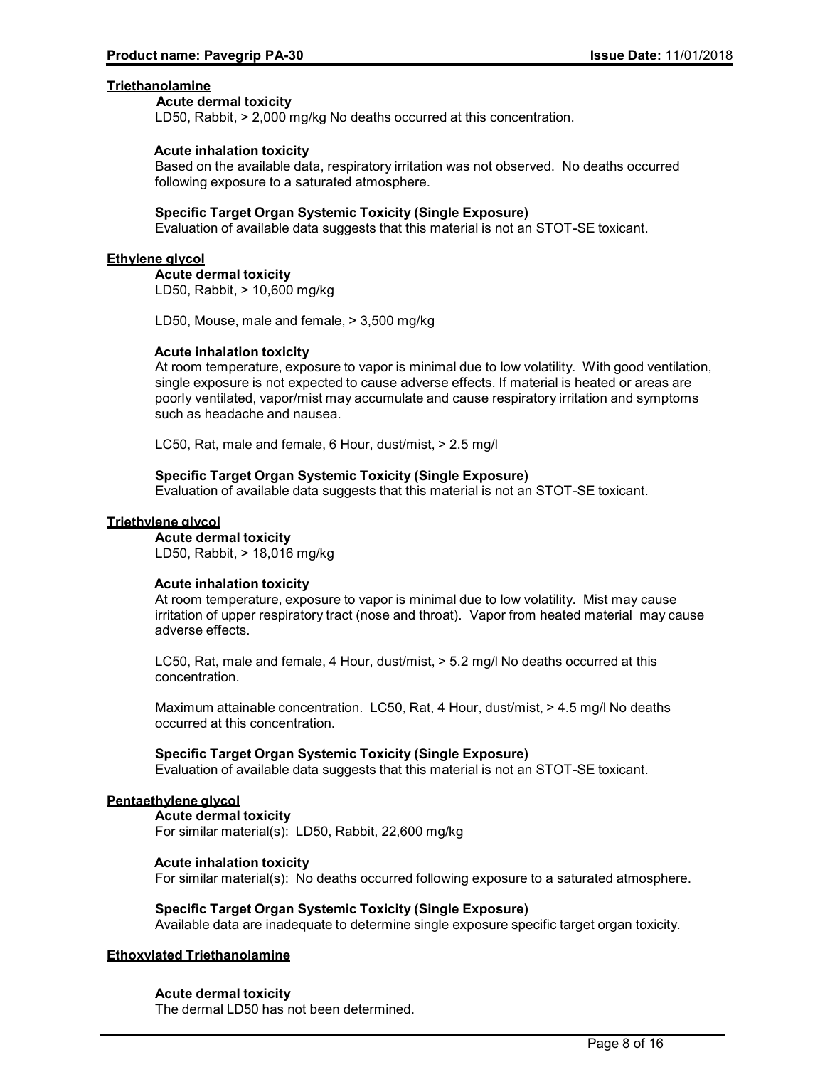### Triethanolamine

**Acute dermal toxicity**

LD50, Rabbit, > 2,000 mg/kg No deaths occurred at this concentration.

**Acute inhalation toxicity**

Based on the available data, respiratory irritation was not observed. No deaths occurred following exposure to a saturated atmosphere.

**Specific Target Organ Systemic Toxicity (Single Exposure)**

Evaluation of available data suggests that this material is not an STOT-SE toxicant.

### Ethylene glycol

**Acute dermal toxicity**

LD50, Rabbit, > 10,600 mg/kg

LD50, Mouse, male and female, > 3,500 mg/kg

**Acute inhalation toxicity**

At room temperature, exposure to vapor is minimal due to low volatility. With good ventilation, single exposure is not expected to cause adverse effects. If material is heated or areas are poorly ventilated, vapor/mist may accumulate and cause respiratory irritation and symptoms such as headache and nausea.

LC50, Rat, male and female, 6 Hour, dust/mist, > 2.5 mg/l

**Specific Target Organ Systemic Toxicity (Single Exposure)**

Evaluation of available data suggests that this material is not an STOT-SE toxicant.

### Triethylene glycol

**Acute dermal toxicity**

LD50, Rabbit, > 18,016 mg/kg

**Acute inhalation toxicity**

At room temperature, exposure to vapor is minimal due to low volatility. Mist may cause irritation of upper respiratory tract (nose and throat). Vapor from heated material may cause adverse effects.

LC50, Rat, male and female, 4 Hour, dust/mist, > 5.2 mg/l No deaths occurred at this concentration.

Maximum attainable concentration. LC50, Rat, 4 Hour, dust/mist, > 4.5 mg/l No deaths occurred at this concentration.

**Specific Target Organ Systemic Toxicity (Single Exposure)**

Evaluation of available data suggests that this material is not an STOT-SE toxicant.

### Pentaethylene glycol

**Acute dermal toxicity**

For similar material(s): LD50, Rabbit, 22,600 mg/kg

**Acute inhalation toxicity**

For similar material(s): No deaths occurred following exposure to a saturated atmosphere.

**Specific Target Organ Systemic Toxicity (Single Exposure)**

Available data are inadequate to determine single exposure specific target organ toxicity.

### Ethoxylated Triethanolamine

**Acute dermal toxicity**

The dermal LD50 has not been determined.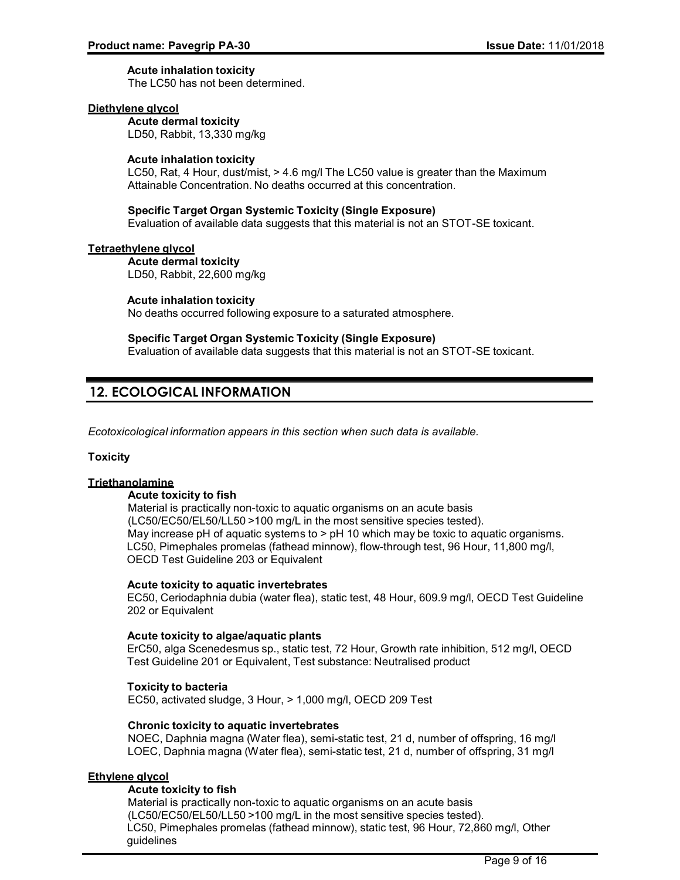**Acute inhalation toxicity**

The LC50 has not been determined.

**Diethylene glycol**

**Acute dermal toxicity**

LD50, Rabbit, 13,330 mg/kg

**Acute inhalation toxicity**

LC50, Rat, 4 Hour, dust/mist, > 4.6 mg/l The LC50 value is greater than the Maximum Attainable Concentration. No deaths occurred at this concentration.

**Specific Target Organ Systemic Toxicity (Single Exposure)**

Evaluation of available data suggests that this material is not an STOT-SE toxicant.

**Tetraethylene glycol**

**Acute dermal toxicity**

LD50, Rabbit, 22,600 mg/kg

**Acute inhalation toxicity**

No deaths occurred following exposure to a saturated atmosphere.

**Specific Target Organ Systemic Toxicity (Single Exposure)**

Evaluation of available data suggests that this material is not an STOT-SE toxicant.

## 12. ECOLOGICAL INFORMATION

*Ecotoxicological information appears in this section when such data is available.*

**Toxicity**

**Triethanolamine**

**Acute toxicity to fish**

Material is practically non-toxic to aquatic organisms on an acute basis (LC50/EC50/EL50/LL50 >100 mg/L in the most sensitive species tested).
May increase pH of aquatic systems to > pH 10 which may be toxic to aquatic organisms.
LC50, Pimephales promelas (fathead minnow), flow-through test, 96 Hour, 11,800 mg/l, OECD Test Guideline 203 or Equivalent

**Acute toxicity to aquatic invertebrates**

EC50, Ceriodaphnia dubia (water flea), static test, 48 Hour, 609.9 mg/l, OECD Test Guideline 202 or Equivalent

**Acute toxicity to algae/aquatic plants**

ErC50, alga Scenedesmus sp., static test, 72 Hour, Growth rate inhibition, 512 mg/l, OECD Test Guideline 201 or Equivalent, Test substance: Neutralised product

**Toxicity to bacteria**

EC50, activated sludge, 3 Hour, > 1,000 mg/l, OECD 209 Test

**Chronic toxicity to aquatic invertebrates**

NOEC, Daphnia magna (Water flea), semi-static test, 21 d, number of offspring, 16 mg/l
LOEC, Daphnia magna (Water flea), semi-static test, 21 d, number of offspring, 31 mg/l

**Ethylene glycol**

**Acute toxicity to fish**

Material is practically non-toxic to aquatic organisms on an acute basis (LC50/EC50/EL50/LL50 >100 mg/L in the most sensitive species tested).
LC50, Pimephales promelas (fathead minnow), static test, 96 Hour, 72,860 mg/l, Other guidelines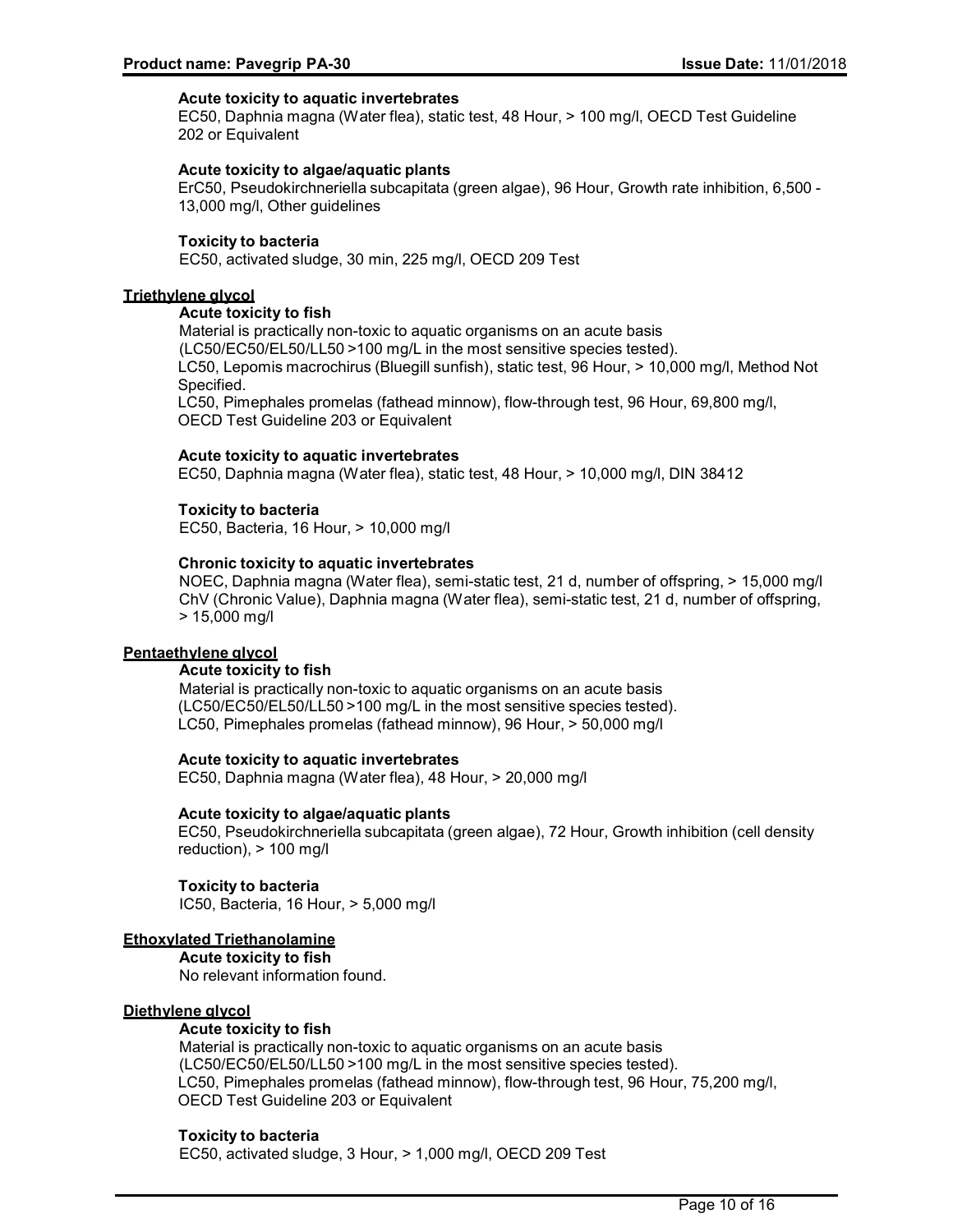**Acute toxicity to aquatic invertebrates**

EC50, Daphnia magna (Water flea), static test, 48 Hour, > 100 mg/l, OECD Test Guideline 202 or Equivalent

**Acute toxicity to algae/aquatic plants**

ErC50, Pseudokirchneriella subcapitata (green algae), 96 Hour, Growth rate inhibition, 6,500 - 13,000 mg/l, Other guidelines

**Toxicity to bacteria**

EC50, activated sludge, 30 min, 225 mg/l, OECD 209 Test

**Triethylene glycol**

**Acute toxicity to fish**

Material is practically non-toxic to aquatic organisms on an acute basis (LC50/EC50/EL50/LL50 >100 mg/L in the most sensitive species tested).
LC50, Lepomis macrochirus (Bluegill sunfish), static test, 96 Hour, > 10,000 mg/l, Method Not Specified.
LC50, Pimephales promelas (fathead minnow), flow-through test, 96 Hour, 69,800 mg/l, OECD Test Guideline 203 or Equivalent

**Acute toxicity to aquatic invertebrates**

EC50, Daphnia magna (Water flea), static test, 48 Hour, > 10,000 mg/l, DIN 38412

**Toxicity to bacteria**

EC50, Bacteria, 16 Hour, > 10,000 mg/l

**Chronic toxicity to aquatic invertebrates**

NOEC, Daphnia magna (Water flea), semi-static test, 21 d, number of offspring, > 15,000 mg/l
ChV (Chronic Value), Daphnia magna (Water flea), semi-static test, 21 d, number of offspring, > 15,000 mg/l

**Pentaethylene glycol**

**Acute toxicity to fish**

Material is practically non-toxic to aquatic organisms on an acute basis (LC50/EC50/EL50/LL50 >100 mg/L in the most sensitive species tested).
LC50, Pimephales promelas (fathead minnow), 96 Hour, > 50,000 mg/l

**Acute toxicity to aquatic invertebrates**

EC50, Daphnia magna (Water flea), 48 Hour, > 20,000 mg/l

**Acute toxicity to algae/aquatic plants**

EC50, Pseudokirchneriella subcapitata (green algae), 72 Hour, Growth inhibition (cell density reduction), > 100 mg/l

**Toxicity to bacteria**

IC50, Bacteria, 16 Hour, > 5,000 mg/l

**Ethoxylated Triethanolamine**

**Acute toxicity to fish**

No relevant information found.

**Diethylene glycol**

**Acute toxicity to fish**

Material is practically non-toxic to aquatic organisms on an acute basis (LC50/EC50/EL50/LL50 >100 mg/L in the most sensitive species tested).
LC50, Pimephales promelas (fathead minnow), flow-through test, 96 Hour, 75,200 mg/l, OECD Test Guideline 203 or Equivalent

**Toxicity to bacteria**

EC50, activated sludge, 3 Hour, > 1,000 mg/l, OECD 209 Test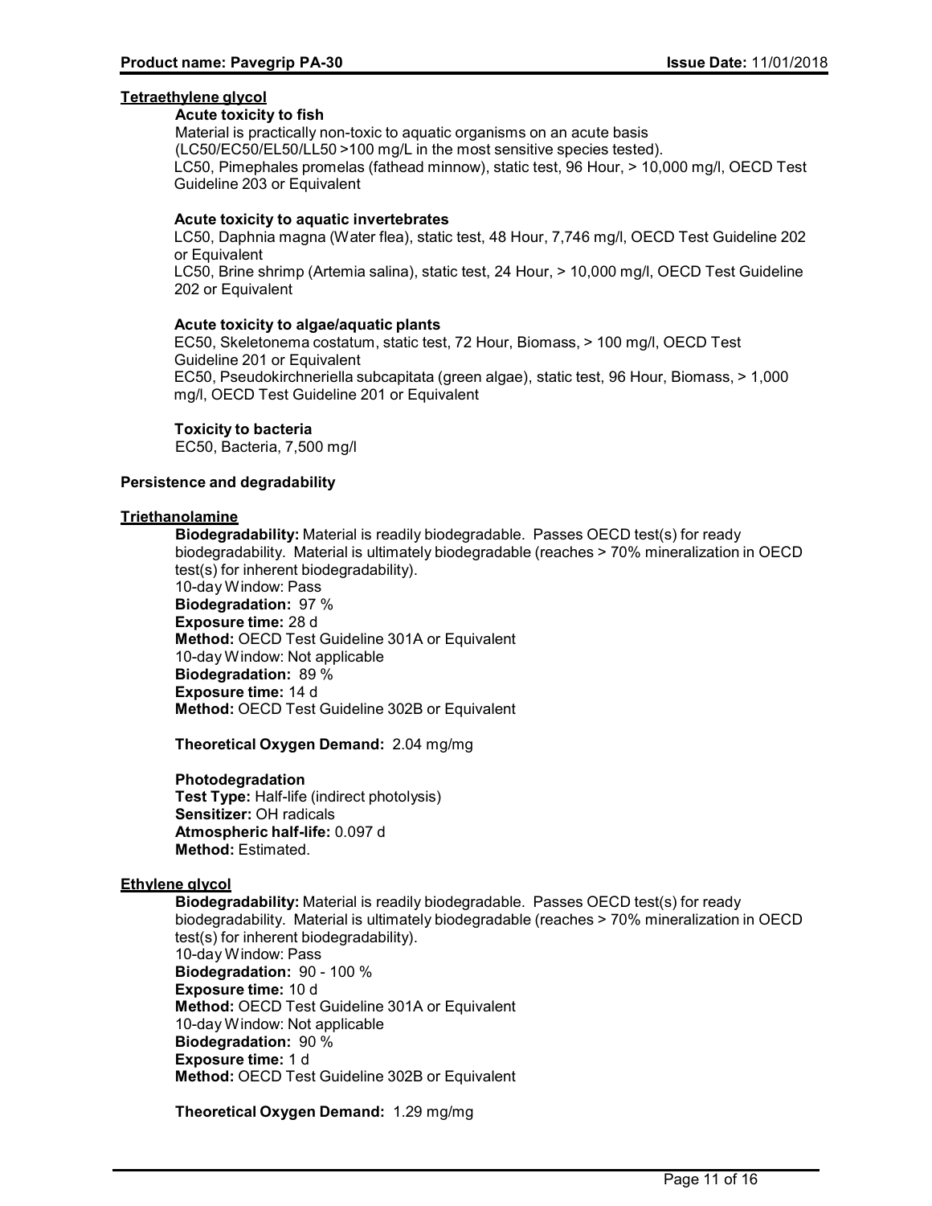**Tetraethylene glycol**

**Acute toxicity to fish**

Material is practically non-toxic to aquatic organisms on an acute basis (LC50/EC50/EL50/LL50 >100 mg/L in the most sensitive species tested).

LC50, Pimephales promelas (fathead minnow), static test, 96 Hour, > 10,000 mg/l, OECD Test Guideline 203 or Equivalent

**Acute toxicity to aquatic invertebrates**

LC50, Daphnia magna (Water flea), static test, 48 Hour, 7,746 mg/l, OECD Test Guideline 202 or Equivalent

LC50, Brine shrimp (Artemia salina), static test, 24 Hour, > 10,000 mg/l, OECD Test Guideline 202 or Equivalent

**Acute toxicity to algae/aquatic plants**

EC50, Skeletonema costatum, static test, 72 Hour, Biomass, > 100 mg/l, OECD Test Guideline 201 or Equivalent

EC50, Pseudokirchneriella subcapitata (green algae), static test, 96 Hour, Biomass, > 1,000 mg/l, OECD Test Guideline 201 or Equivalent

**Toxicity to bacteria**

EC50, Bacteria, 7,500 mg/l

**Persistence and degradability**

**Triethanolamine**

**Biodegradability:** Material is readily biodegradable. Passes OECD test(s) for ready biodegradability. Material is ultimately biodegradable (reaches > 70% mineralization in OECD test(s) for inherent biodegradability).

10-day Window: Pass

**Biodegradation:** 97 %

**Exposure time:** 28 d

**Method:** OECD Test Guideline 301A or Equivalent

10-day Window: Not applicable

**Biodegradation:** 89 %

**Exposure time:** 14 d

**Method:** OECD Test Guideline 302B or Equivalent

**Theoretical Oxygen Demand:** 2.04 mg/mg

**Photodegradation**

**Test Type:** Half-life (indirect photolysis)

**Sensitizer:** OH radicals

**Atmospheric half-life:** 0.097 d

**Method:** Estimated.

**Ethylene glycol**

**Biodegradability:** Material is readily biodegradable. Passes OECD test(s) for ready biodegradability. Material is ultimately biodegradable (reaches > 70% mineralization in OECD test(s) for inherent biodegradability).

10-day Window: Pass

**Biodegradation:** 90 - 100 %

**Exposure time:** 10 d

**Method:** OECD Test Guideline 301A or Equivalent

10-day Window: Not applicable

**Biodegradation:** 90 %

**Exposure time:** 1 d

**Method:** OECD Test Guideline 302B or Equivalent

**Theoretical Oxygen Demand:** 1.29 mg/mg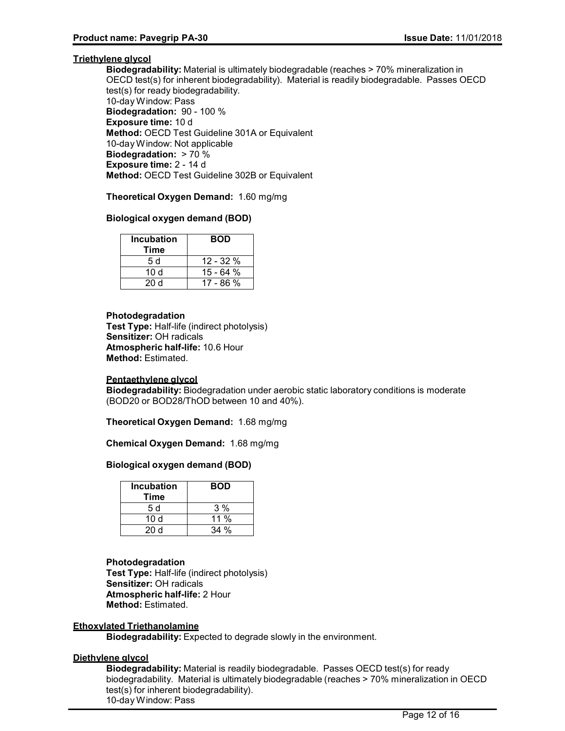**Triethylene glycol**

**Biodegradability:** Material is ultimately biodegradable (reaches > 70% mineralization in OECD test(s) for inherent biodegradability). Material is readily biodegradable. Passes OECD test(s) for ready biodegradability.
10-day Window: Pass
**Biodegradation:** 90 - 100 %
**Exposure time:** 10 d
**Method:** OECD Test Guideline 301A or Equivalent
10-day Window: Not applicable
**Biodegradation:** > 70 %
**Exposure time:** 2 - 14 d
**Method:** OECD Test Guideline 302B or Equivalent

**Theoretical Oxygen Demand:** 1.60 mg/mg

**Biological oxygen demand (BOD)**

| Incubation Time | BOD |
|---|---|
| 5 d | 12 - 32 % |
| 10 d | 15 - 64 % |
| 20 d | 17 - 86 % |

**Photodegradation**
**Test Type:** Half-life (indirect photolysis)
**Sensitizer:** OH radicals
**Atmospheric half-life:** 10.6 Hour
**Method:** Estimated.

**Pentaethylene glycol**

**Biodegradability:** Biodegradation under aerobic static laboratory conditions is moderate (BOD20 or BOD28/ThOD between 10 and 40%).

**Theoretical Oxygen Demand:** 1.68 mg/mg

**Chemical Oxygen Demand:** 1.68 mg/mg

**Biological oxygen demand (BOD)**

| Incubation Time | BOD |
|---|---|
| 5 d | 3 % |
| 10 d | 11 % |
| 20 d | 34 % |

**Photodegradation**
**Test Type:** Half-life (indirect photolysis)
**Sensitizer:** OH radicals
**Atmospheric half-life:** 2 Hour
**Method:** Estimated.

**Ethoxylated Triethanolamine**

**Biodegradability:** Expected to degrade slowly in the environment.

**Diethylene glycol**

**Biodegradability:** Material is readily biodegradable. Passes OECD test(s) for ready biodegradability. Material is ultimately biodegradable (reaches > 70% mineralization in OECD test(s) for inherent biodegradability).
10-day Window: Pass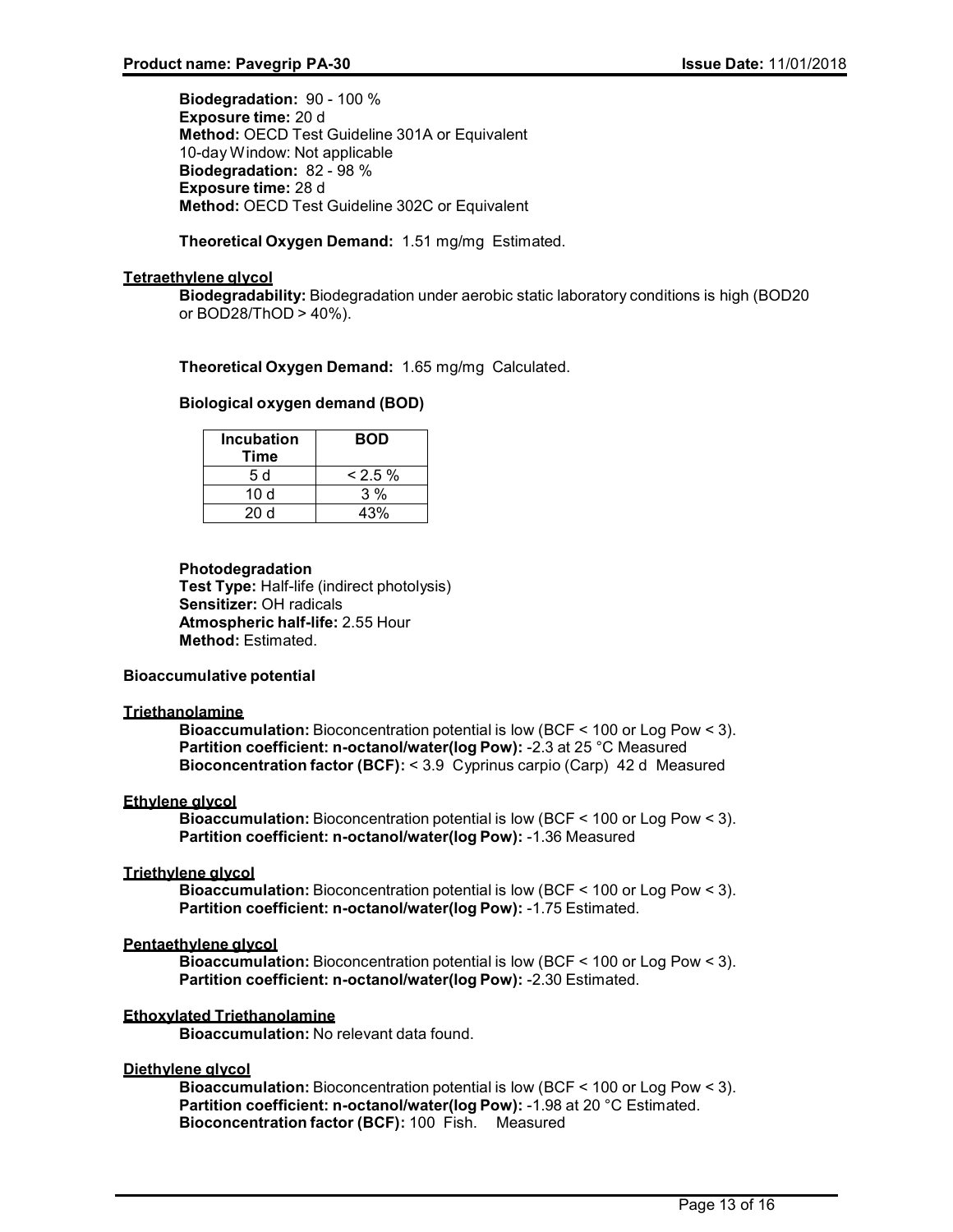**Biodegradation:** 90 - 100 %
**Exposure time:** 20 d
**Method:** OECD Test Guideline 301A or Equivalent
10-day Window: Not applicable
**Biodegradation:** 82 - 98 %
**Exposure time:** 28 d
**Method:** OECD Test Guideline 302C or Equivalent

**Theoretical Oxygen Demand:** 1.51 mg/mg Estimated.

**Tetraethylene glycol**

**Biodegradability:** Biodegradation under aerobic static laboratory conditions is high (BOD20 or BOD28/ThOD > 40%).

**Theoretical Oxygen Demand:** 1.65 mg/mg Calculated.

**Biological oxygen demand (BOD)**

| Incubation Time | BOD |
|---|---|
| 5 d | < 2.5 % |
| 10 d | 3 % |
| 20 d | 43% |

**Photodegradation**
**Test Type:** Half-life (indirect photolysis)
**Sensitizer:** OH radicals
**Atmospheric half-life:** 2.55 Hour
**Method:** Estimated.

**Bioaccumulative potential**

**Triethanolamine**

**Bioaccumulation:** Bioconcentration potential is low (BCF < 100 or Log Pow < 3).
**Partition coefficient: n-octanol/water(log Pow):** -2.3 at 25 °C Measured
**Bioconcentration factor (BCF):** < 3.9 Cyprinus carpio (Carp) 42 d Measured

**Ethylene glycol**

**Bioaccumulation:** Bioconcentration potential is low (BCF < 100 or Log Pow < 3).
**Partition coefficient: n-octanol/water(log Pow):** -1.36 Measured

**Triethylene glycol**

**Bioaccumulation:** Bioconcentration potential is low (BCF < 100 or Log Pow < 3).
**Partition coefficient: n-octanol/water(log Pow):** -1.75 Estimated.

**Pentaethylene glycol**

**Bioaccumulation:** Bioconcentration potential is low (BCF < 100 or Log Pow < 3).
**Partition coefficient: n-octanol/water(log Pow):** -2.30 Estimated.

**Ethoxylated Triethanolamine**

**Bioaccumulation:** No relevant data found.

**Diethylene glycol**

**Bioaccumulation:** Bioconcentration potential is low (BCF < 100 or Log Pow < 3).
**Partition coefficient: n-octanol/water(log Pow):** -1.98 at 20 °C Estimated.
**Bioconcentration factor (BCF):** 100 Fish. Measured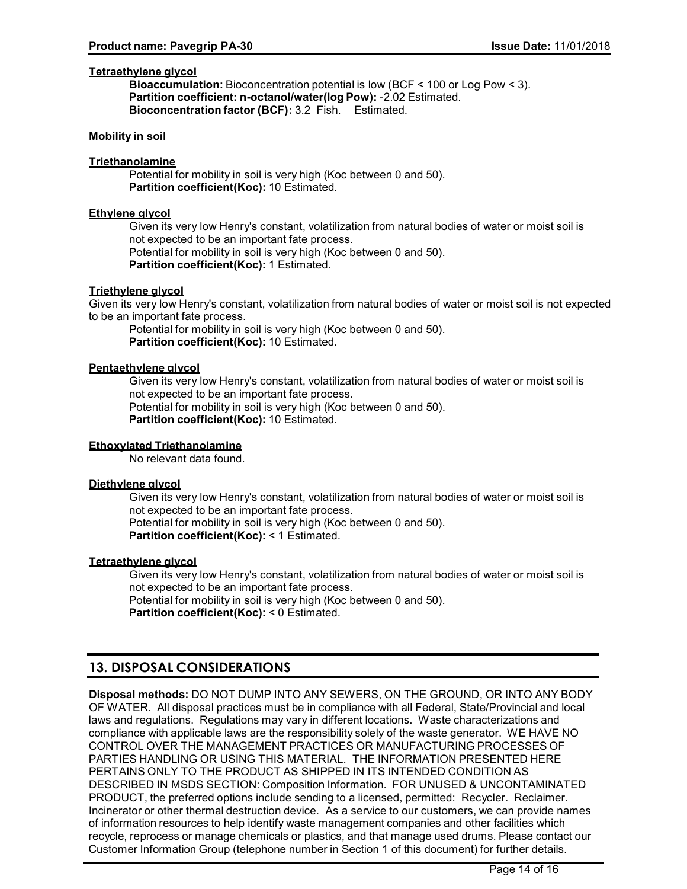**Tetraethylene glycol**

**Bioaccumulation:** Bioconcentration potential is low (BCF < 100 or Log Pow < 3).
**Partition coefficient: n-octanol/water(log Pow):** -2.02 Estimated.
**Bioconcentration factor (BCF):** 3.2 Fish. Estimated.

**Mobility in soil**

**Triethanolamine**

Potential for mobility in soil is very high (Koc between 0 and 50).
**Partition coefficient(Koc):** 10 Estimated.

**Ethylene glycol**

Given its very low Henry's constant, volatilization from natural bodies of water or moist soil is not expected to be an important fate process.
Potential for mobility in soil is very high (Koc between 0 and 50).
**Partition coefficient(Koc):** 1 Estimated.

**Triethylene glycol**

Given its very low Henry's constant, volatilization from natural bodies of water or moist soil is not expected to be an important fate process.
Potential for mobility in soil is very high (Koc between 0 and 50).
**Partition coefficient(Koc):** 10 Estimated.

**Pentaethylene glycol**

Given its very low Henry's constant, volatilization from natural bodies of water or moist soil is not expected to be an important fate process.
Potential for mobility in soil is very high (Koc between 0 and 50).
**Partition coefficient(Koc):** 10 Estimated.

**Ethoxylated Triethanolamine**

No relevant data found.

**Diethylene glycol**

Given its very low Henry's constant, volatilization from natural bodies of water or moist soil is not expected to be an important fate process.
Potential for mobility in soil is very high (Koc between 0 and 50).
**Partition coefficient(Koc):** < 1 Estimated.

**Tetraethylene glycol**

Given its very low Henry's constant, volatilization from natural bodies of water or moist soil is not expected to be an important fate process.
Potential for mobility in soil is very high (Koc between 0 and 50).
**Partition coefficient(Koc):** < 0 Estimated.

## 13. DISPOSAL CONSIDERATIONS

**Disposal methods:** DO NOT DUMP INTO ANY SEWERS, ON THE GROUND, OR INTO ANY BODY OF WATER. All disposal practices must be in compliance with all Federal, State/Provincial and local laws and regulations. Regulations may vary in different locations. Waste characterizations and compliance with applicable laws are the responsibility solely of the waste generator. WE HAVE NO CONTROL OVER THE MANAGEMENT PRACTICES OR MANUFACTURING PROCESSES OF PARTIES HANDLING OR USING THIS MATERIAL. THE INFORMATION PRESENTED HERE PERTAINS ONLY TO THE PRODUCT AS SHIPPED IN ITS INTENDED CONDITION AS DESCRIBED IN MSDS SECTION: Composition Information. FOR UNUSED & UNCONTAMINATED PRODUCT, the preferred options include sending to a licensed, permitted: Recycler. Reclaimer. Incinerator or other thermal destruction device. As a service to our customers, we can provide names of information resources to help identify waste management companies and other facilities which recycle, reprocess or manage chemicals or plastics, and that manage used drums. Please contact our Customer Information Group (telephone number in Section 1 of this document) for further details.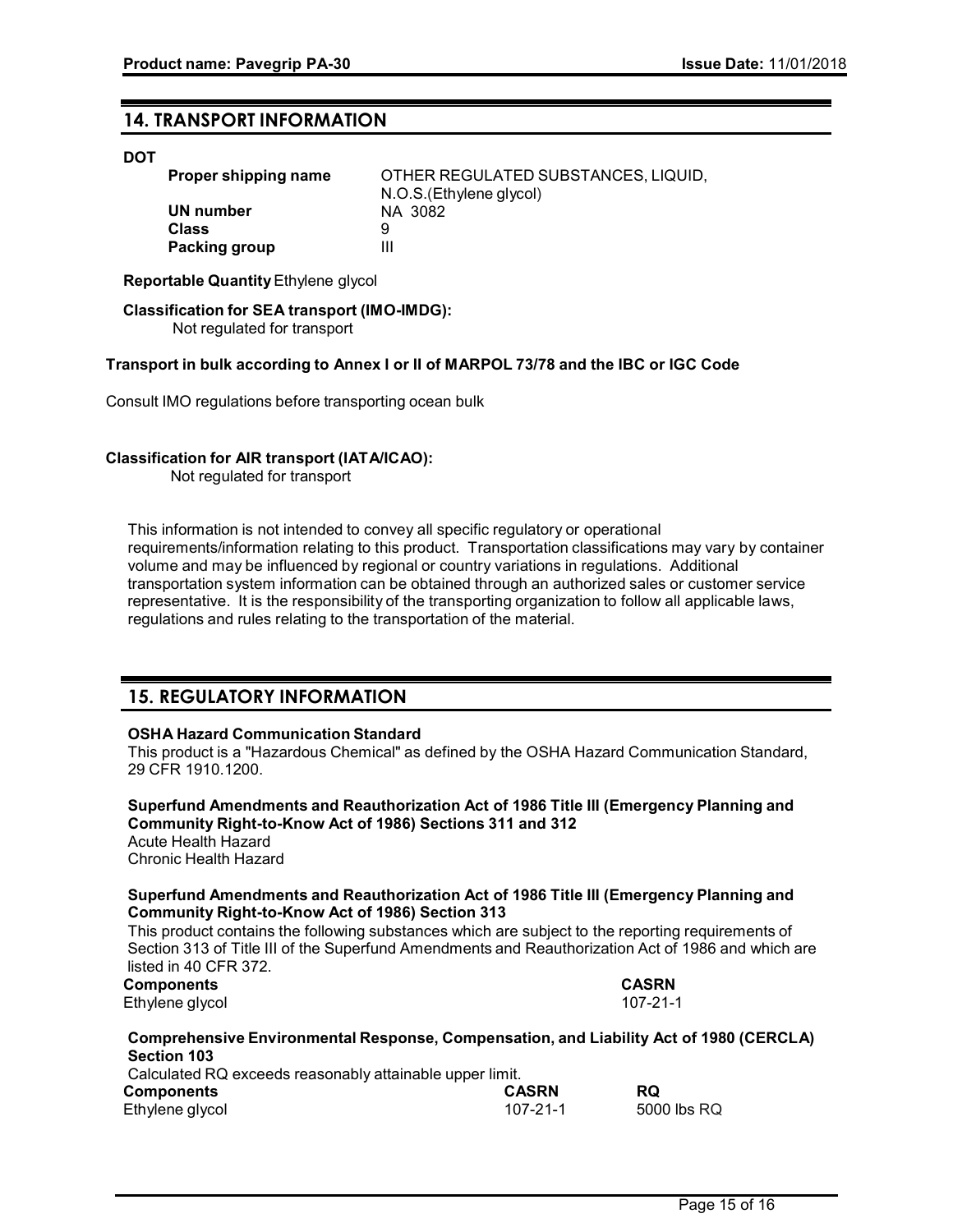## 14. TRANSPORT INFORMATION

**DOT**

| | |
|---|---|
| **Proper shipping name** | OTHER REGULATED SUBSTANCES, LIQUID, N.O.S.(Ethylene glycol) |
| **UN number** | NA 3082 |
| **Class** | 9 |
| **Packing group** | III |

**Reportable Quantity** Ethylene glycol

**Classification for SEA transport (IMO-IMDG):**
Not regulated for transport

**Transport in bulk according to Annex I or II of MARPOL 73/78 and the IBC or IGC Code**

Consult IMO regulations before transporting ocean bulk

**Classification for AIR transport (IATA/ICAO):**
Not regulated for transport

This information is not intended to convey all specific regulatory or operational requirements/information relating to this product. Transportation classifications may vary by container volume and may be influenced by regional or country variations in regulations. Additional transportation system information can be obtained through an authorized sales or customer service representative. It is the responsibility of the transporting organization to follow all applicable laws, regulations and rules relating to the transportation of the material.

## 15. REGULATORY INFORMATION

**OSHA Hazard Communication Standard**
This product is a "Hazardous Chemical" as defined by the OSHA Hazard Communication Standard, 29 CFR 1910.1200.

**Superfund Amendments and Reauthorization Act of 1986 Title III (Emergency Planning and Community Right-to-Know Act of 1986) Sections 311 and 312**
Acute Health Hazard
Chronic Health Hazard

**Superfund Amendments and Reauthorization Act of 1986 Title III (Emergency Planning and Community Right-to-Know Act of 1986) Section 313**
This product contains the following substances which are subject to the reporting requirements of Section 313 of Title III of the Superfund Amendments and Reauthorization Act of 1986 and which are listed in 40 CFR 372.

| **Components** | **CASRN** |
|---|---|
| Ethylene glycol | 107-21-1 |

**Comprehensive Environmental Response, Compensation, and Liability Act of 1980 (CERCLA) Section 103**
Calculated RQ exceeds reasonably attainable upper limit.

| **Components** | **CASRN** | **RQ** |
|---|---|---|
| Ethylene glycol | 107-21-1 | 5000 lbs RQ |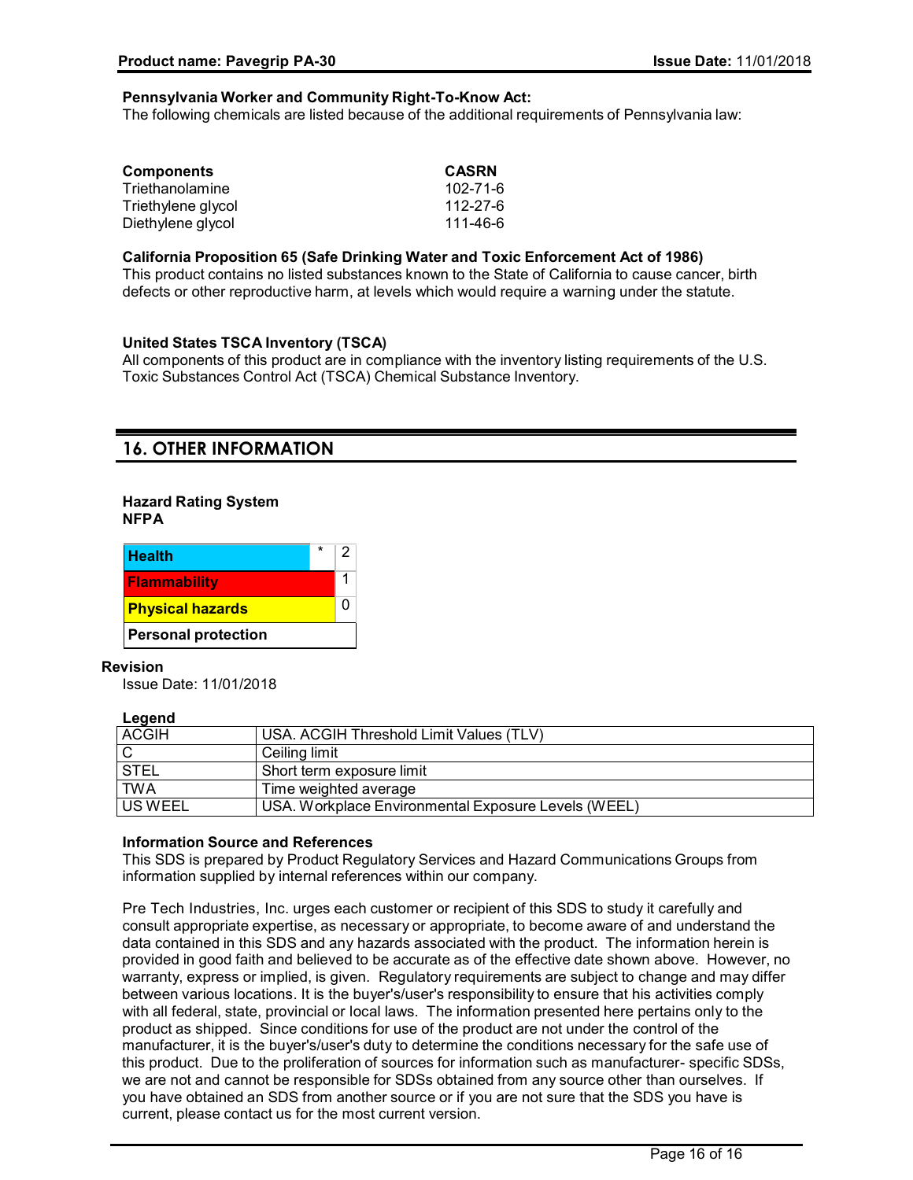**Pennsylvania Worker and Community Right-To-Know Act:**
The following chemicals are listed because of the additional requirements of Pennsylvania law:

| Components | CASRN |
| --- | --- |
| Triethanolamine | 102-71-6 |
| Triethylene glycol | 112-27-6 |
| Diethylene glycol | 111-46-6 |

**California Proposition 65 (Safe Drinking Water and Toxic Enforcement Act of 1986)**
This product contains no listed substances known to the State of California to cause cancer, birth defects or other reproductive harm, at levels which would require a warning under the statute.

**United States TSCA Inventory (TSCA)**
All components of this product are in compliance with the inventory listing requirements of the U.S. Toxic Substances Control Act (TSCA) Chemical Substance Inventory.

## 16. OTHER INFORMATION

**Hazard Rating System**
**NFPA**

| | | |
| --- | --- | --- |
| Health | * | 2 |
| Flammability | | 1 |
| Physical hazards | | 0 |
| Personal protection | | |

**Revision**
Issue Date: 11/01/2018

**Legend**

| | |
| --- | --- |
| ACGIH | USA. ACGIH Threshold Limit Values (TLV) |
| C | Ceiling limit |
| STEL | Short term exposure limit |
| TWA | Time weighted average |
| US WEEL | USA. Workplace Environmental Exposure Levels (WEEL) |

**Information Source and References**
This SDS is prepared by Product Regulatory Services and Hazard Communications Groups from information supplied by internal references within our company.

Pre Tech Industries, Inc. urges each customer or recipient of this SDS to study it carefully and consult appropriate expertise, as necessary or appropriate, to become aware of and understand the data contained in this SDS and any hazards associated with the product. The information herein is provided in good faith and believed to be accurate as of the effective date shown above. However, no warranty, express or implied, is given. Regulatory requirements are subject to change and may differ between various locations. It is the buyer's/user's responsibility to ensure that his activities comply with all federal, state, provincial or local laws. The information presented here pertains only to the product as shipped. Since conditions for use of the product are not under the control of the manufacturer, it is the buyer's/user's duty to determine the conditions necessary for the safe use of this product. Due to the proliferation of sources for information such as manufacturer- specific SDSs, we are not and cannot be responsible for SDSs obtained from any source other than ourselves. If you have obtained an SDS from another source or if you are not sure that the SDS you have is current, please contact us for the most current version.